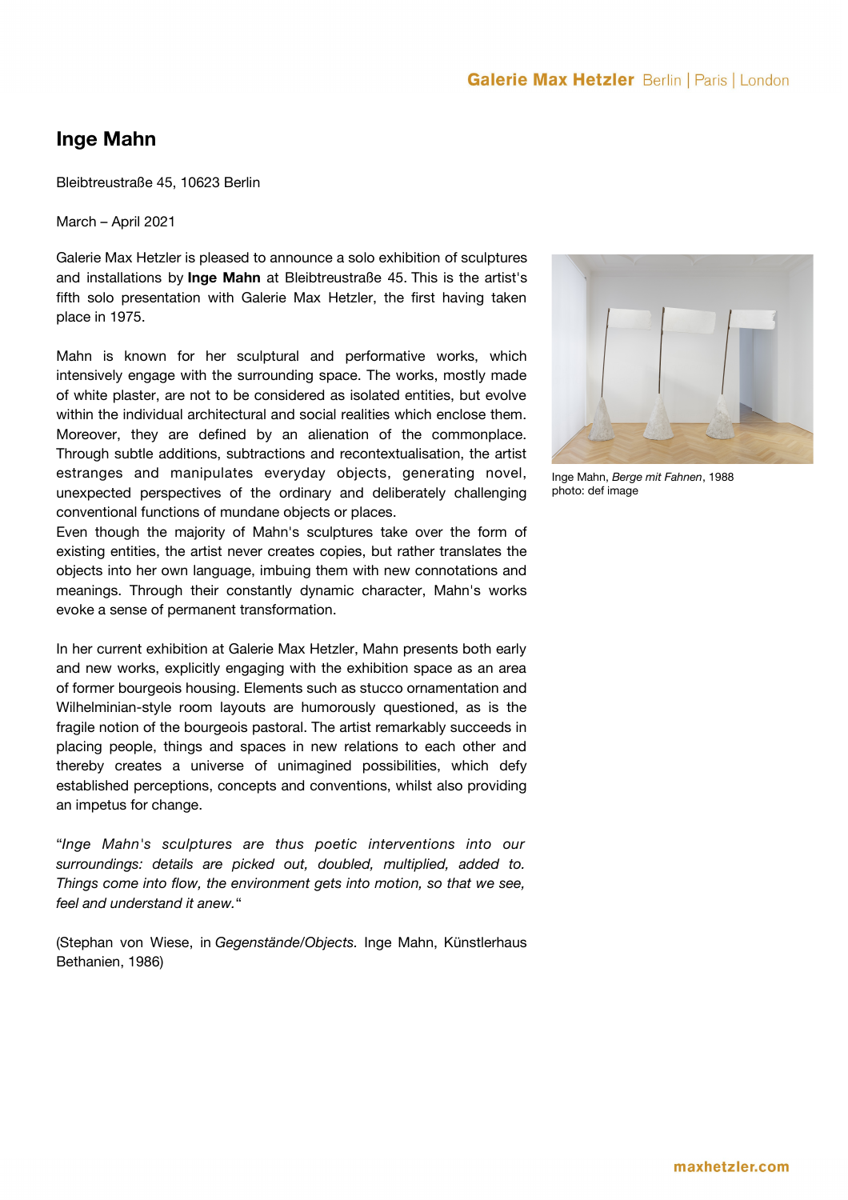# Inge Mahn

Bleibtreustraße 45, 10623 Berlin

March – April 2021

Galerie Max Hetzler is pleased to announce a solo exhibition of sculptures and installations by **Inge Mahn** at Bleibtreustraße 45. This is the artist's fifth solo presentation with Galerie Max Hetzler, the first having taken place in 1975.

Mahn is known for her sculptural and performative works, which intensively engage with the surrounding space. The works, mostly made of white plaster, are not to be considered as isolated entities, but evolve within the individual architectural and social realities which enclose them. Moreover, they are defined by an alienation of the commonplace. Through subtle additions, subtractions and recontextualisation, the artist estranges and manipulates everyday objects, generating novel, unexpected perspectives of the ordinary and deliberately challenging conventional functions of mundane objects or places.
Even though the majority of Mahn's sculptures take over the form of existing entities, the artist never creates copies, but rather translates the objects into her own language, imbuing them with new connotations and meanings. Through their constantly dynamic character, Mahn's works evoke a sense of permanent transformation.

In her current exhibition at Galerie Max Hetzler, Mahn presents both early and new works, explicitly engaging with the exhibition space as an area of former bourgeois housing. Elements such as stucco ornamentation and Wilhelminian-style room layouts are humorously questioned, as is the fragile notion of the bourgeois pastoral. The artist remarkably succeeds in placing people, things and spaces in new relations to each other and thereby creates a universe of unimagined possibilities, which defy established perceptions, concepts and conventions, whilst also providing an impetus for change.

"*Inge Mahn's sculptures are thus poetic interventions into our surroundings: details are picked out, doubled, multiplied, added to. Things come into flow, the environment gets into motion, so that we see, feel and understand it anew.*"

(Stephan von Wiese, in *Gegenstände/Objects.* Inge Mahn, Künstlerhaus Bethanien, 1986)

Inge Mahn, *Berge mit Fahnen*, 1988
photo: def image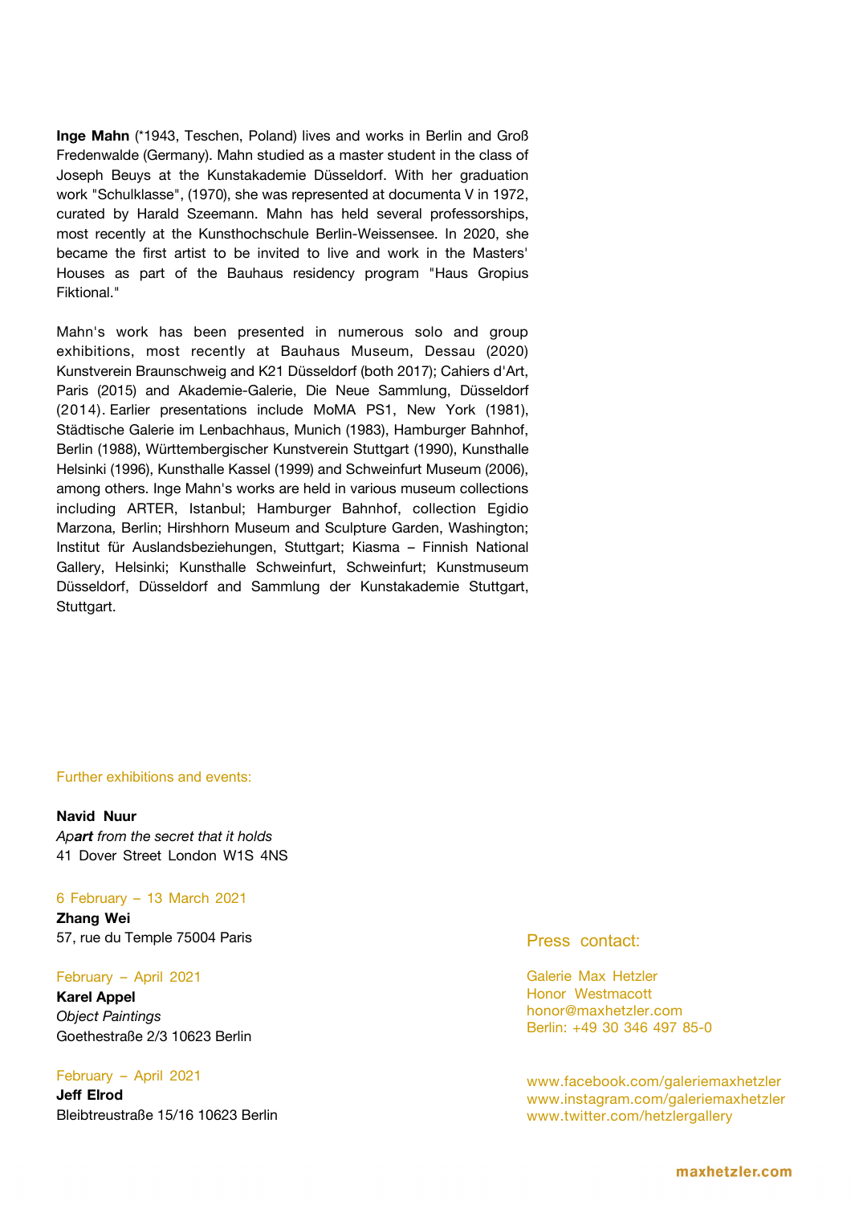**Inge Mahn** (*1943, Teschen, Poland) lives and works in Berlin and Groß Fredenwalde (Germany). Mahn studied as a master student in the class of Joseph Beuys at the Kunstakademie Düsseldorf. With her graduation work "Schulklasse", (1970), she was represented at documenta V in 1972, curated by Harald Szeemann. Mahn has held several professorships, most recently at the Kunsthochschule Berlin-Weissensee. In 2020, she became the first artist to be invited to live and work in the Masters' Houses as part of the Bauhaus residency program "Haus Gropius Fiktional."

Mahn's work has been presented in numerous solo and group exhibitions, most recently at Bauhaus Museum, Dessau (2020) Kunstverein Braunschweig and K21 Düsseldorf (both 2017); Cahiers d'Art, Paris (2015) and Akademie-Galerie, Die Neue Sammlung, Düsseldorf (2014). Earlier presentations include MoMA PS1, New York (1981), Städtische Galerie im Lenbachhaus, Munich (1983), Hamburger Bahnhof, Berlin (1988), Württembergischer Kunstverein Stuttgart (1990), Kunsthalle Helsinki (1996), Kunsthalle Kassel (1999) and Schweinfurt Museum (2006), among others. Inge Mahn's works are held in various museum collections including ARTER, Istanbul; Hamburger Bahnhof, collection Egidio Marzona, Berlin; Hirshhorn Museum and Sculpture Garden, Washington; Institut für Auslandsbeziehungen, Stuttgart; Kiasma – Finnish National Gallery, Helsinki; Kunsthalle Schweinfurt, Schweinfurt; Kunstmuseum Düsseldorf, Düsseldorf and Sammlung der Kunstakademie Stuttgart, Stuttgart.

Further exhibitions and events:

**Navid Nuur**
*Ap**art** from the secret that it holds*
41 Dover Street London W1S 4NS

6 February – 13 March 2021
**Zhang Wei**
57, rue du Temple 75004 Paris

February – April 2021
**Karel Appel**
*Object Paintings*
Goethestraße 2/3 10623 Berlin

February – April 2021
**Jeff Elrod**
Bleibtreustraße 15/16 10623 Berlin

Press contact:

Galerie Max Hetzler
Honor Westmacott
honor@maxhetzler.com
Berlin: +49 30 346 497 85-0

www.facebook.com/galeriemaxhetzler
www.instagram.com/galeriemaxhetzler
www.twitter.com/hetzlergallery

maxhetzler.com